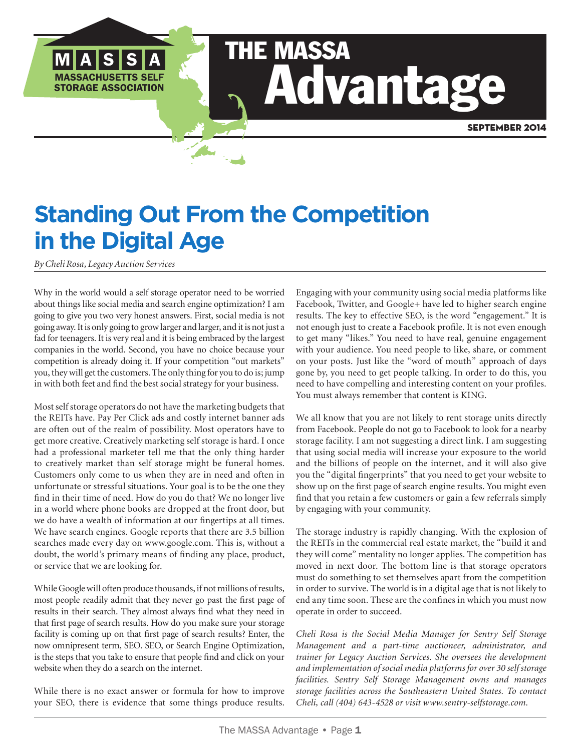# THE MASSA Advantage

MASSA — MASSACHUSETTS SELF STORAGE ASSOCIATION

SEPTEMBER 2014

## Standing Out From the Competition in the Digital Age

*By Cheli Rosa, Legacy Auction Services*

Why in the world would a self storage operator need to be worried about things like social media and search engine optimization? I am going to give you two very honest answers. First, social media is not going away. It is only going to grow larger and larger, and it is not just a fad for teenagers. It is very real and it is being embraced by the largest companies in the world. Second, you have no choice because your competition is already doing it. If your competition "out markets" you, they will get the customers. The only thing for you to do is; jump in with both feet and find the best social strategy for your business.

Most self storage operators do not have the marketing budgets that the REITs have. Pay Per Click ads and costly internet banner ads are often out of the realm of possibility. Most operators have to get more creative. Creatively marketing self storage is hard. I once had a professional marketer tell me that the only thing harder to creatively market than self storage might be funeral homes. Customers only come to us when they are in need and often in unfortunate or stressful situations. Your goal is to be the one they find in their time of need. How do you do that? We no longer live in a world where phone books are dropped at the front door, but we do have a wealth of information at our fingertips at all times. We have search engines. Google reports that there are 3.5 billion searches made every day on www.google.com. This is, without a doubt, the world's primary means of finding any place, product, or service that we are looking for.

While Google will often produce thousands, if not millions of results, most people readily admit that they never go past the first page of results in their search. They almost always find what they need in that first page of search results. How do you make sure your storage facility is coming up on that first page of search results? Enter, the now omnipresent term, SEO. SEO, or Search Engine Optimization, is the steps that you take to ensure that people find and click on your website when they do a search on the internet.

While there is no exact answer or formula for how to improve your SEO, there is evidence that some things produce results. Engaging with your community using social media platforms like Facebook, Twitter, and Google+ have led to higher search engine results. The key to effective SEO, is the word "engagement." It is not enough just to create a Facebook profile. It is not even enough to get many "likes." You need to have real, genuine engagement with your audience. You need people to like, share, or comment on your posts. Just like the "word of mouth" approach of days gone by, you need to get people talking. In order to do this, you need to have compelling and interesting content on your profiles. You must always remember that content is KING.

We all know that you are not likely to rent storage units directly from Facebook. People do not go to Facebook to look for a nearby storage facility. I am not suggesting a direct link. I am suggesting that using social media will increase your exposure to the world and the billions of people on the internet, and it will also give you the "digital fingerprints" that you need to get your website to show up on the first page of search engine results. You might even find that you retain a few customers or gain a few referrals simply by engaging with your community.

The storage industry is rapidly changing. With the explosion of the REITs in the commercial real estate market, the "build it and they will come" mentality no longer applies. The competition has moved in next door. The bottom line is that storage operators must do something to set themselves apart from the competition in order to survive. The world is in a digital age that is not likely to end any time soon. These are the confines in which you must now operate in order to succeed.

*Cheli Rosa is the Social Media Manager for Sentry Self Storage Management and a part-time auctioneer, administrator, and trainer for Legacy Auction Services. She oversees the development and implementation of social media platforms for over 30 self storage facilities. Sentry Self Storage Management owns and manages storage facilities across the Southeastern United States. To contact Cheli, call (404) 643-4528 or visit www.sentry-selfstorage.com.*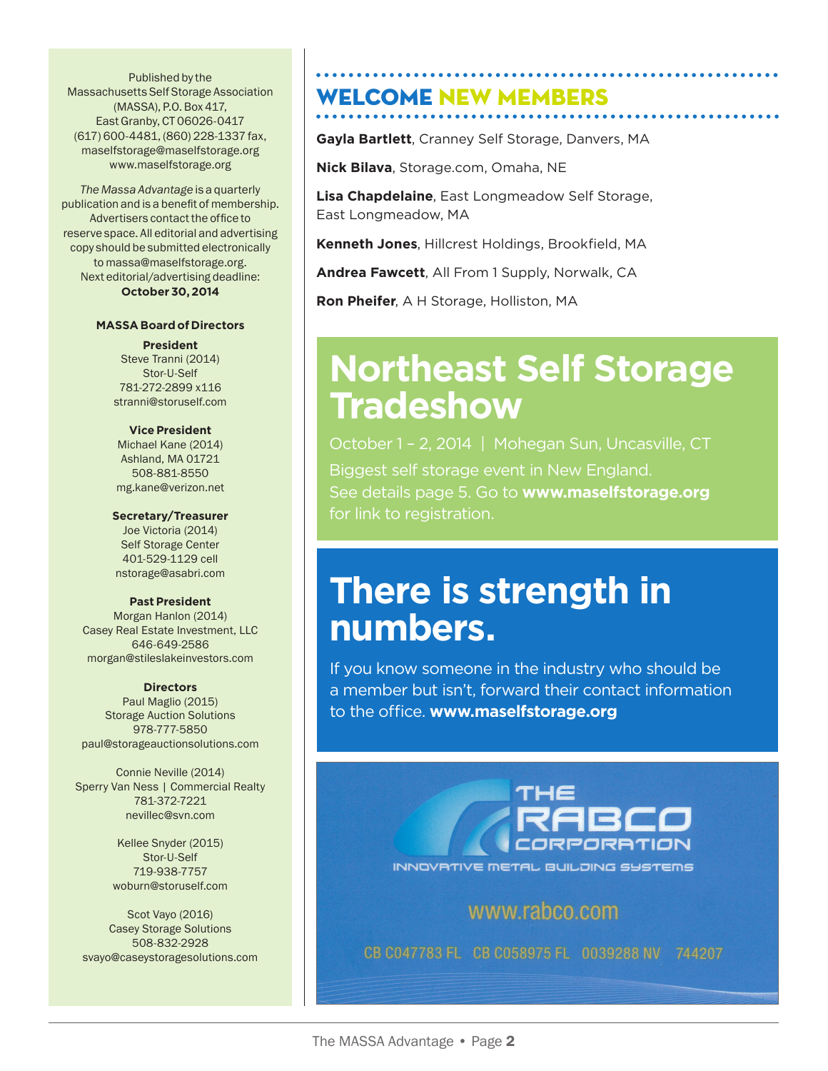Published by the Massachusetts Self Storage Association (MASSA), P.O. Box 417, East Granby, CT 06026-0417
(617) 600-4481, (860) 228-1337 fax,
maselfstorage@maselfstorage.org
www.maselfstorage.org

*The Massa Advantage* is a quarterly publication and is a benefit of membership. Advertisers contact the office to reserve space. All editorial and advertising copy should be submitted electronically to massa@maselfstorage.org.
Next editorial/advertising deadline:
**October 30, 2014**

### MASSA Board of Directors

**President**
Steve Tranni (2014)
Stor-U-Self
781-272-2899 x116
stranni@storuself.com

**Vice President**
Michael Kane (2014)
Ashland, MA 01721
508-881-8550
mg.kane@verizon.net

**Secretary/Treasurer**
Joe Victoria (2014)
Self Storage Center
401-529-1129 cell
nstorage@asabri.com

**Past President**
Morgan Hanlon (2014)
Casey Real Estate Investment, LLC
646-649-2586
morgan@stileslakeinvestors.com

**Directors**
Paul Maglio (2015)
Storage Auction Solutions
978-777-5850
paul@storageauctionsolutions.com

Connie Neville (2014)
Sperry Van Ness | Commercial Realty
781-372-7221
nevillec@svn.com

Kellee Snyder (2015)
Stor-U-Self
719-938-7757
woburn@storuself.com

Scot Vayo (2016)
Casey Storage Solutions
508-832-2928
svayo@caseystoragesolutions.com

## WELCOME NEW MEMBERS

**Gayla Bartlett**, Cranney Self Storage, Danvers, MA

**Nick Bilava**, Storage.com, Omaha, NE

**Lisa Chapdelaine**, East Longmeadow Self Storage, East Longmeadow, MA

**Kenneth Jones**, Hillcrest Holdings, Brookfield, MA

**Andrea Fawcett**, All From 1 Supply, Norwalk, CA

**Ron Pheifer**, A H Storage, Holliston, MA

## Northeast Self Storage Tradeshow

October 1 – 2, 2014 | Mohegan Sun, Uncasville, CT

Biggest self storage event in New England.
See details page 5. Go to **www.maselfstorage.org** for link to registration.

## There is strength in numbers.

If you know someone in the industry who should be a member but isn't, forward their contact information to the office. **www.maselfstorage.org**

THE RABCO CORPORATION
INNOVATIVE METAL BUILDING SYSTEMS

www.rabco.com

CB C047783 FL CB C058975 FL 0039288 NV 744207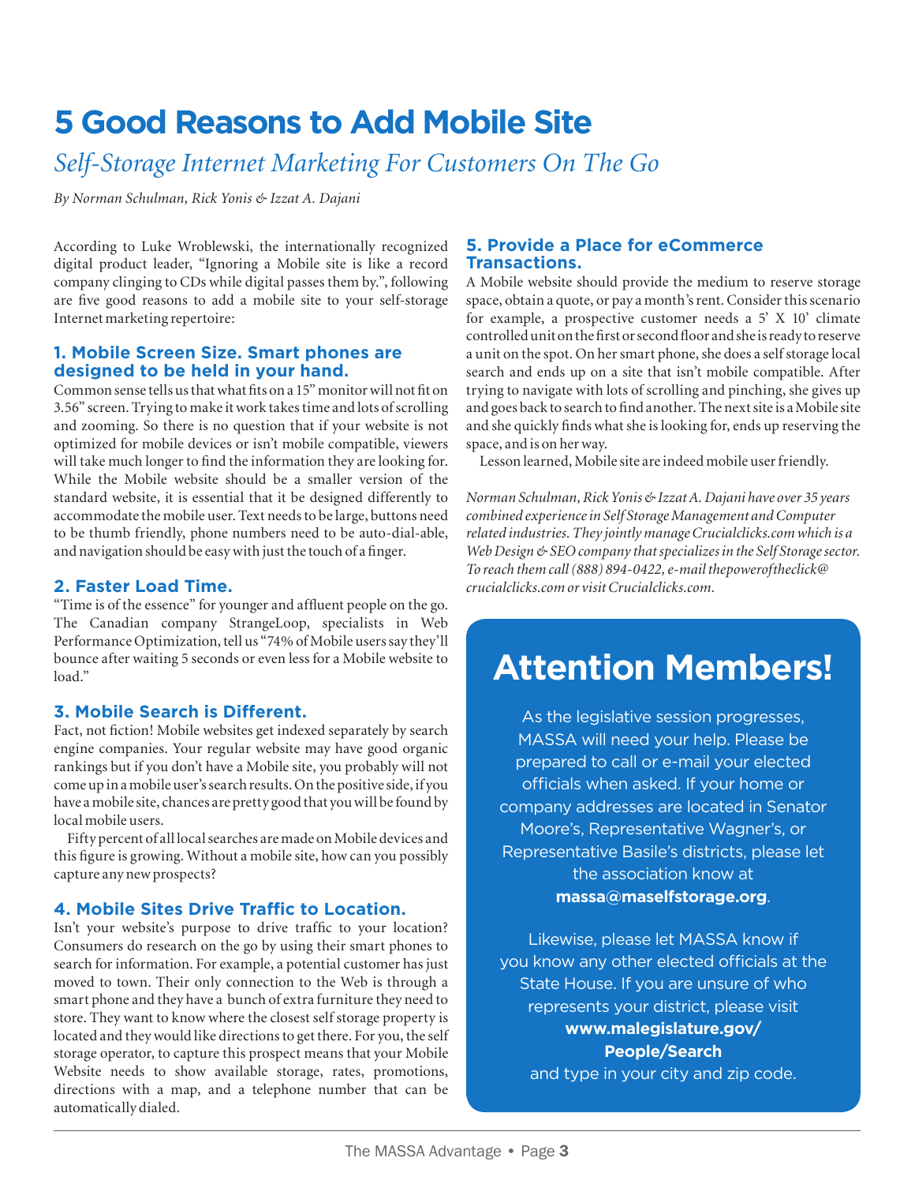# 5 Good Reasons to Add Mobile Site

*Self-Storage Internet Marketing For Customers On The Go*

*By Norman Schulman, Rick Yonis & Izzat A. Dajani*

According to Luke Wroblewski, the internationally recognized digital product leader, "Ignoring a Mobile site is like a record company clinging to CDs while digital passes them by.", following are five good reasons to add a mobile site to your self-storage Internet marketing repertoire:

### 1. Mobile Screen Size. Smart phones are designed to be held in your hand.

Common sense tells us that what fits on a 15" monitor will not fit on 3.56" screen. Trying to make it work takes time and lots of scrolling and zooming. So there is no question that if your website is not optimized for mobile devices or isn't mobile compatible, viewers will take much longer to find the information they are looking for. While the Mobile website should be a smaller version of the standard website, it is essential that it be designed differently to accommodate the mobile user. Text needs to be large, buttons need to be thumb friendly, phone numbers need to be auto-dial-able, and navigation should be easy with just the touch of a finger.

### 2. Faster Load Time.

"Time is of the essence" for younger and affluent people on the go. The Canadian company StrangeLoop, specialists in Web Performance Optimization, tell us "74% of Mobile users say they'll bounce after waiting 5 seconds or even less for a Mobile website to load."

### 3. Mobile Search is Different.

Fact, not fiction! Mobile websites get indexed separately by search engine companies. Your regular website may have good organic rankings but if you don't have a Mobile site, you probably will not come up in a mobile user's search results. On the positive side, if you have a mobile site, chances are pretty good that you will be found by local mobile users.

Fifty percent of all local searches are made on Mobile devices and this figure is growing. Without a mobile site, how can you possibly capture any new prospects?

### 4. Mobile Sites Drive Traffic to Location.

Isn't your website's purpose to drive traffic to your location? Consumers do research on the go by using their smart phones to search for information. For example, a potential customer has just moved to town. Their only connection to the Web is through a smart phone and they have a bunch of extra furniture they need to store. They want to know where the closest self storage property is located and they would like directions to get there. For you, the self storage operator, to capture this prospect means that your Mobile Website needs to show available storage, rates, promotions, directions with a map, and a telephone number that can be automatically dialed.

### 5. Provide a Place for eCommerce Transactions.

A Mobile website should provide the medium to reserve storage space, obtain a quote, or pay a month's rent. Consider this scenario for example, a prospective customer needs a 5' X 10' climate controlled unit on the first or second floor and she is ready to reserve a unit on the spot. On her smart phone, she does a self storage local search and ends up on a site that isn't mobile compatible. After trying to navigate with lots of scrolling and pinching, she gives up and goes back to search to find another. The next site is a Mobile site and she quickly finds what she is looking for, ends up reserving the space, and is on her way.

Lesson learned, Mobile site are indeed mobile user friendly.

*Norman Schulman, Rick Yonis & Izzat A. Dajani have over 35 years combined experience in Self Storage Management and Computer related industries. They jointly manage Crucialclicks.com which is a Web Design & SEO company that specializes in the Self Storage sector. To reach them call (888) 894-0422, e-mail thepoweroftheclick@crucialclicks.com or visit Crucialclicks.com.*

## Attention Members!

As the legislative session progresses, MASSA will need your help. Please be prepared to call or e-mail your elected officials when asked. If your home or company addresses are located in Senator Moore's, Representative Wagner's, or Representative Basile's districts, please let the association know at **massa@maselfstorage.org**.

Likewise, please let MASSA know if you know any other elected officials at the State House. If you are unsure of who represents your district, please visit **www.malegislature.gov/People/Search** and type in your city and zip code.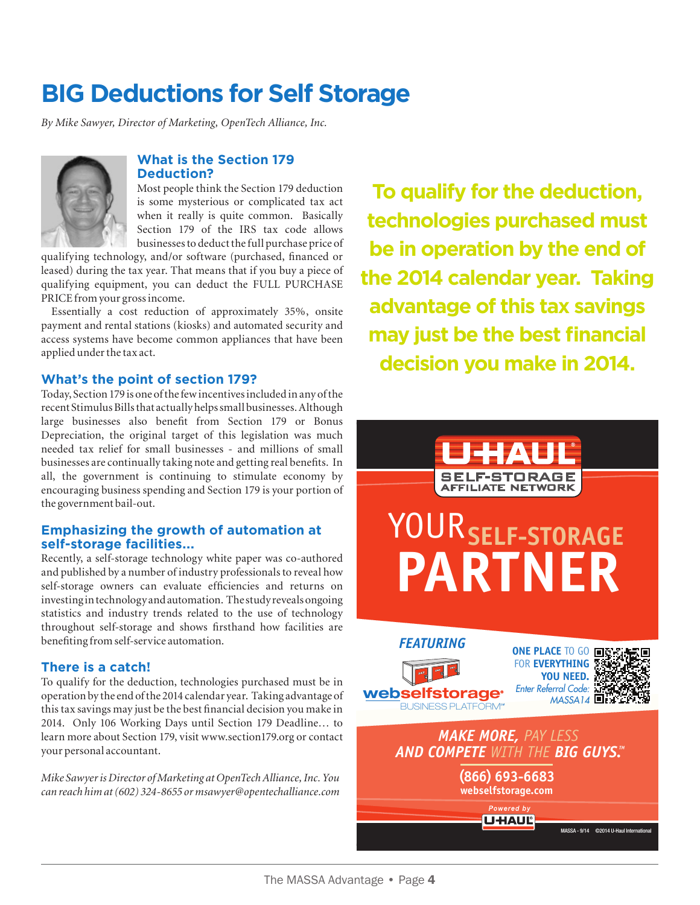# BIG Deductions for Self Storage

*By Mike Sawyer, Director of Marketing, OpenTech Alliance, Inc.*

### What is the Section 179 Deduction?

Most people think the Section 179 deduction is some mysterious or complicated tax act when it really is quite common. Basically Section 179 of the IRS tax code allows businesses to deduct the full purchase price of qualifying technology, and/or software (purchased, financed or leased) during the tax year. That means that if you buy a piece of qualifying equipment, you can deduct the FULL PURCHASE PRICE from your gross income.

Essentially a cost reduction of approximately 35%, onsite payment and rental stations (kiosks) and automated security and access systems have become common appliances that have been applied under the tax act.

### What's the point of section 179?

Today, Section 179 is one of the few incentives included in any of the recent Stimulus Bills that actually helps small businesses. Although large businesses also benefit from Section 179 or Bonus Depreciation, the original target of this legislation was much needed tax relief for small businesses - and millions of small businesses are continually taking note and getting real benefits. In all, the government is continuing to stimulate economy by encouraging business spending and Section 179 is your portion of the government bail-out.

### Emphasizing the growth of automation at self-storage facilities...

Recently, a self-storage technology white paper was co-authored and published by a number of industry professionals to reveal how self-storage owners can evaluate efficiencies and returns on investing in technology and automation. The study reveals ongoing statistics and industry trends related to the use of technology throughout self-storage and shows firsthand how facilities are benefiting from self-service automation.

### There is a catch!

To qualify for the deduction, technologies purchased must be in operation by the end of the 2014 calendar year. Taking advantage of this tax savings may just be the best financial decision you make in 2014. Only 106 Working Days until Section 179 Deadline… to learn more about Section 179, visit www.section179.org or contact your personal accountant.

*Mike Sawyer is Director of Marketing at OpenTech Alliance, Inc. You can reach him at (602) 324-8655 or msawyer@opentechalliance.com*

**To qualify for the deduction, technologies purchased must be in operation by the end of the 2014 calendar year. Taking advantage of this tax savings may just be the best financial decision you make in 2014.**

U-HAUL SELF-STORAGE AFFILIATE NETWORK

YOUR SELF-STORAGE PARTNER

FEATURING webselfstorage BUSINESS PLATFORM™

ONE PLACE TO GO FOR EVERYTHING YOU NEED. Enter Referral Code: MASSA14

MAKE MORE, PAY LESS AND COMPETE WITH THE BIG GUYS.™

(866) 693-6683
webselfstorage.com

Powered by U-HAUL

MASSA - 9/14 ©2014 U-Haul International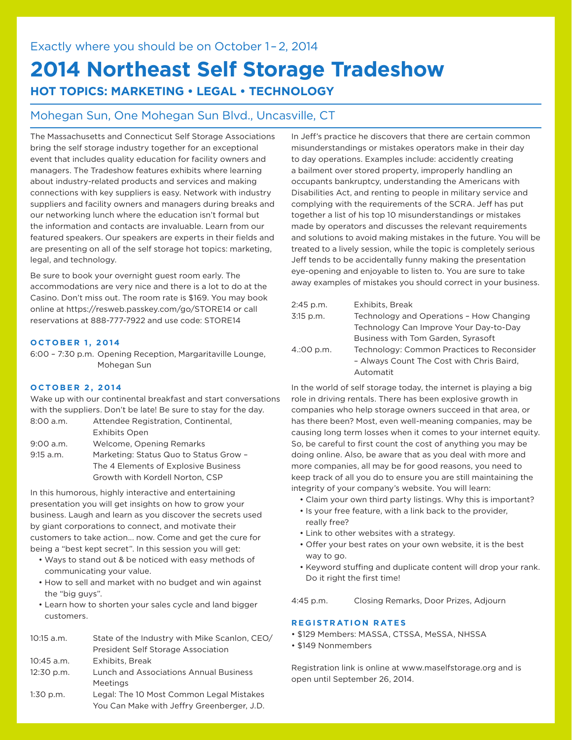Exactly where you should be on October 1–2, 2014

# 2014 Northeast Self Storage Tradeshow

### HOT TOPICS: MARKETING • LEGAL • TECHNOLOGY

## Mohegan Sun, One Mohegan Sun Blvd., Uncasville, CT

The Massachusetts and Connecticut Self Storage Associations bring the self storage industry together for an exceptional event that includes quality education for facility owners and managers. The Tradeshow features exhibits where learning about industry-related products and services and making connections with key suppliers is easy. Network with industry suppliers and facility owners and managers during breaks and our networking lunch where the education isn't formal but the information and contacts are invaluable. Learn from our featured speakers. Our speakers are experts in their fields and are presenting on all of the self storage hot topics: marketing, legal, and technology.

Be sure to book your overnight guest room early. The accommodations are very nice and there is a lot to do at the Casino. Don't miss out. The room rate is $169. You may book online at https://resweb.passkey.com/go/STORE14 or call reservations at 888-777-7922 and use code: STORE14

### OCTOBER 1, 2014

| | |
|---|---|
| 6:00 – 7:30 p.m. | Opening Reception, Margaritaville Lounge, Mohegan Sun |

### OCTOBER 2, 2014

Wake up with our continental breakfast and start conversations with the suppliers. Don't be late! Be sure to stay for the day.

| | |
|---|---|
| 8:00 a.m. | Attendee Registration, Continental, Exhibits Open |
| 9:00 a.m. | Welcome, Opening Remarks |
| 9:15 a.m. | Marketing: Status Quo to Status Grow – The 4 Elements of Explosive Business Growth with Kordell Norton, CSP |

In this humorous, highly interactive and entertaining presentation you will get insights on how to grow your business. Laugh and learn as you discover the secrets used by giant corporations to connect, and motivate their customers to take action... now. Come and get the cure for being a "best kept secret". In this session you will get:

- Ways to stand out & be noticed with easy methods of communicating your value.
- How to sell and market with no budget and win against the "big guys".
- Learn how to shorten your sales cycle and land bigger customers.

| | |
|---|---|
| 10:15 a.m. | State of the Industry with Mike Scanlon, CEO/ President Self Storage Association |
| 10:45 a.m. | Exhibits, Break |
| 12:30 p.m. | Lunch and Associations Annual Business Meetings |
| 1:30 p.m. | Legal: The 10 Most Common Legal Mistakes You Can Make with Jeffry Greenberger, J.D. |

In Jeff's practice he discovers that there are certain common misunderstandings or mistakes operators make in their day to day operations. Examples include: accidently creating a bailment over stored property, improperly handling an occupants bankruptcy, understanding the Americans with Disabilities Act, and renting to people in military service and complying with the requirements of the SCRA. Jeff has put together a list of his top 10 misunderstandings or mistakes made by operators and discusses the relevant requirements and solutions to avoid making mistakes in the future. You will be treated to a lively session, while the topic is completely serious Jeff tends to be accidentally funny making the presentation eye-opening and enjoyable to listen to. You are sure to take away examples of mistakes you should correct in your business.

| | |
|---|---|
| 2:45 p.m. | Exhibits, Break |
| 3:15 p.m. | Technology and Operations – How Changing Technology Can Improve Your Day-to-Day Business with Tom Garden, Syrasoft |
| 4.:00 p.m. | Technology: Common Practices to Reconsider – Always Count The Cost with Chris Baird, Automatit |

In the world of self storage today, the internet is playing a big role in driving rentals. There has been explosive growth in companies who help storage owners succeed in that area, or has there been? Most, even well-meaning companies, may be causing long term losses when it comes to your internet equity. So, be careful to first count the cost of anything you may be doing online. Also, be aware that as you deal with more and more companies, all may be for good reasons, you need to keep track of all you do to ensure you are still maintaining the integrity of your company's website. You will learn:

- Claim your own third party listings. Why this is important?
- Is your free feature, with a link back to the provider, really free?
- Link to other websites with a strategy.
- Offer your best rates on your own website, it is the best way to go.
- Keyword stuffing and duplicate content will drop your rank. Do it right the first time!

| | |
|---|---|
| 4:45 p.m. | Closing Remarks, Door Prizes, Adjourn |

### REGISTRATION RATES

- $129 Members: MASSA, CTSSA, MeSSA, NHSSA
- $149 Nonmembers

Registration link is online at www.maselfstorage.org and is open until September 26, 2014.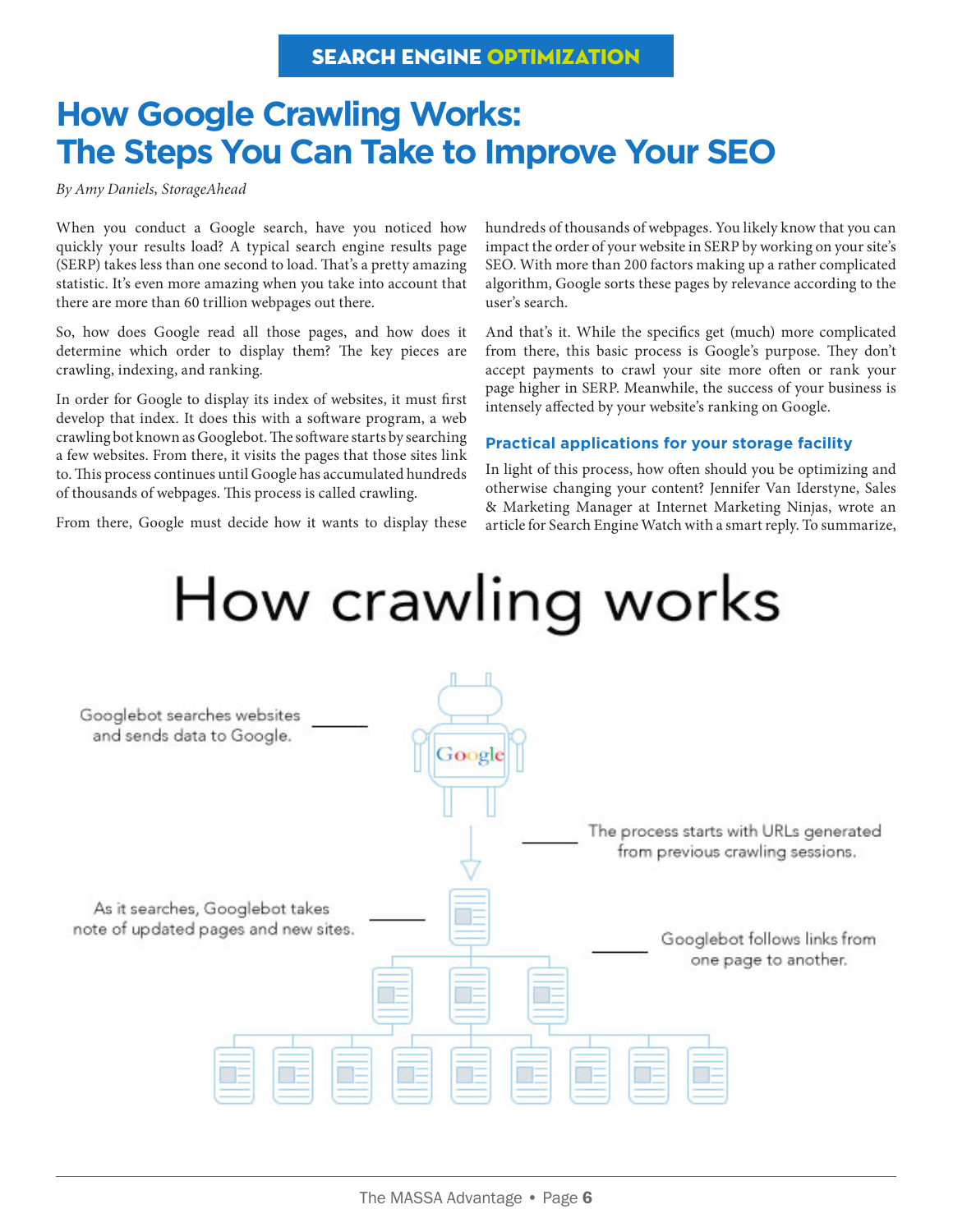SEARCH ENGINE OPTIMIZATION

# How Google Crawling Works: The Steps You Can Take to Improve Your SEO

*By Amy Daniels, StorageAhead*

When you conduct a Google search, have you noticed how quickly your results load? A typical search engine results page (SERP) takes less than one second to load. That's a pretty amazing statistic. It's even more amazing when you take into account that there are more than 60 trillion webpages out there.

So, how does Google read all those pages, and how does it determine which order to display them? The key pieces are crawling, indexing, and ranking.

In order for Google to display its index of websites, it must first develop that index. It does this with a software program, a web crawling bot known as Googlebot. The software starts by searching a few websites. From there, it visits the pages that those sites link to. This process continues until Google has accumulated hundreds of thousands of webpages. This process is called crawling.

From there, Google must decide how it wants to display these hundreds of thousands of webpages. You likely know that you can impact the order of your website in SERP by working on your site's SEO. With more than 200 factors making up a rather complicated algorithm, Google sorts these pages by relevance according to the user's search.

And that's it. While the specifics get (much) more complicated from there, this basic process is Google's purpose. They don't accept payments to crawl your site more often or rank your page higher in SERP. Meanwhile, the success of your business is intensely affected by your website's ranking on Google.

### Practical applications for your storage facility

In light of this process, how often should you be optimizing and otherwise changing your content? Jennifer Van Iderstyne, Sales & Marketing Manager at Internet Marketing Ninjas, wrote an article for Search Engine Watch with a smart reply. To summarize,

## How crawling works

Googlebot searches websites and sends data to Google.

The process starts with URLs generated from previous crawling sessions.

As it searches, Googlebot takes note of updated pages and new sites.

Googlebot follows links from one page to another.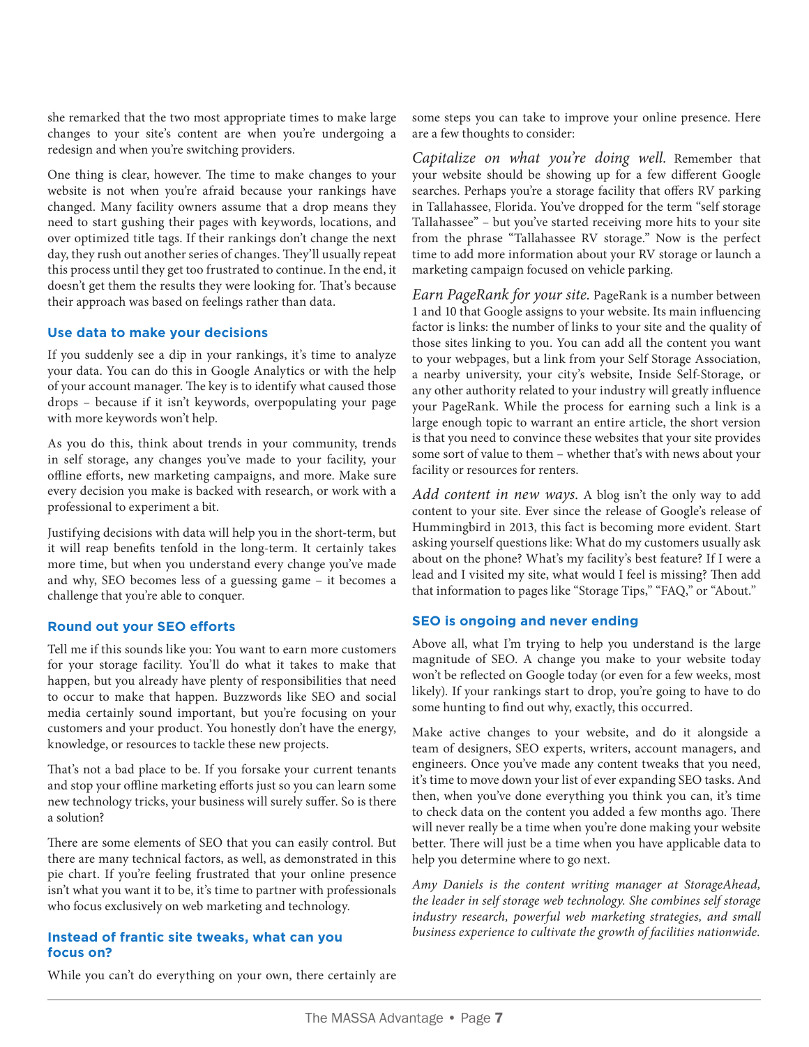she remarked that the two most appropriate times to make large changes to your site's content are when you're undergoing a redesign and when you're switching providers.

One thing is clear, however. The time to make changes to your website is not when you're afraid because your rankings have changed. Many facility owners assume that a drop means they need to start gushing their pages with keywords, locations, and over optimized title tags. If their rankings don't change the next day, they rush out another series of changes. They'll usually repeat this process until they get too frustrated to continue. In the end, it doesn't get them the results they were looking for. That's because their approach was based on feelings rather than data.

### Use data to make your decisions

If you suddenly see a dip in your rankings, it's time to analyze your data. You can do this in Google Analytics or with the help of your account manager. The key is to identify what caused those drops – because if it isn't keywords, overpopulating your page with more keywords won't help.

As you do this, think about trends in your community, trends in self storage, any changes you've made to your facility, your offline efforts, new marketing campaigns, and more. Make sure every decision you make is backed with research, or work with a professional to experiment a bit.

Justifying decisions with data will help you in the short-term, but it will reap benefits tenfold in the long-term. It certainly takes more time, but when you understand every change you've made and why, SEO becomes less of a guessing game – it becomes a challenge that you're able to conquer.

### Round out your SEO efforts

Tell me if this sounds like you: You want to earn more customers for your storage facility. You'll do what it takes to make that happen, but you already have plenty of responsibilities that need to occur to make that happen. Buzzwords like SEO and social media certainly sound important, but you're focusing on your customers and your product. You honestly don't have the energy, knowledge, or resources to tackle these new projects.

That's not a bad place to be. If you forsake your current tenants and stop your offline marketing efforts just so you can learn some new technology tricks, your business will surely suffer. So is there a solution?

There are some elements of SEO that you can easily control. But there are many technical factors, as well, as demonstrated in this pie chart. If you're feeling frustrated that your online presence isn't what you want it to be, it's time to partner with professionals who focus exclusively on web marketing and technology.

### Instead of frantic site tweaks, what can you focus on?

While you can't do everything on your own, there certainly are some steps you can take to improve your online presence. Here are a few thoughts to consider:

*Capitalize on what you're doing well.* Remember that your website should be showing up for a few different Google searches. Perhaps you're a storage facility that offers RV parking in Tallahassee, Florida. You've dropped for the term "self storage Tallahassee" – but you've started receiving more hits to your site from the phrase "Tallahassee RV storage." Now is the perfect time to add more information about your RV storage or launch a marketing campaign focused on vehicle parking.

*Earn PageRank for your site.* PageRank is a number between 1 and 10 that Google assigns to your website. Its main influencing factor is links: the number of links to your site and the quality of those sites linking to you. You can add all the content you want to your webpages, but a link from your Self Storage Association, a nearby university, your city's website, Inside Self-Storage, or any other authority related to your industry will greatly influence your PageRank. While the process for earning such a link is a large enough topic to warrant an entire article, the short version is that you need to convince these websites that your site provides some sort of value to them – whether that's with news about your facility or resources for renters.

*Add content in new ways.* A blog isn't the only way to add content to your site. Ever since the release of Google's release of Hummingbird in 2013, this fact is becoming more evident. Start asking yourself questions like: What do my customers usually ask about on the phone? What's my facility's best feature? If I were a lead and I visited my site, what would I feel is missing? Then add that information to pages like "Storage Tips," "FAQ," or "About."

### SEO is ongoing and never ending

Above all, what I'm trying to help you understand is the large magnitude of SEO. A change you make to your website today won't be reflected on Google today (or even for a few weeks, most likely). If your rankings start to drop, you're going to have to do some hunting to find out why, exactly, this occurred.

Make active changes to your website, and do it alongside a team of designers, SEO experts, writers, account managers, and engineers. Once you've made any content tweaks that you need, it's time to move down your list of ever expanding SEO tasks. And then, when you've done everything you think you can, it's time to check data on the content you added a few months ago. There will never really be a time when you're done making your website better. There will just be a time when you have applicable data to help you determine where to go next.

*Amy Daniels is the content writing manager at StorageAhead, the leader in self storage web technology. She combines self storage industry research, powerful web marketing strategies, and small business experience to cultivate the growth of facilities nationwide.*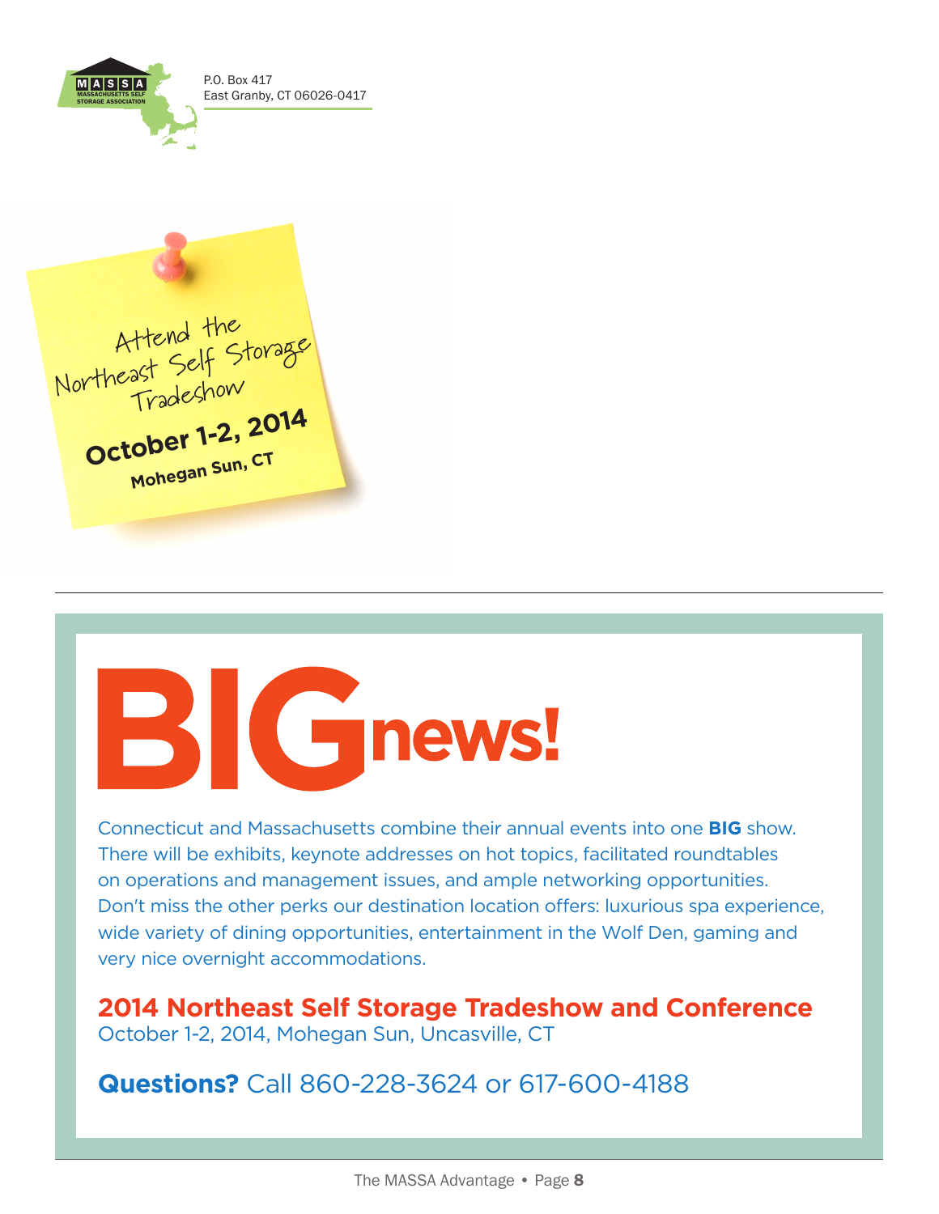P.O. Box 417
East Granby, CT 06026-0417

Attend the Northeast Self Storage Tradeshow

**October 1-2, 2014**

**Mohegan Sun, CT**

---

# BIG news!

Connecticut and Massachusetts combine their annual events into one **BIG** show. There will be exhibits, keynote addresses on hot topics, facilitated roundtables on operations and management issues, and ample networking opportunities. Don't miss the other perks our destination location offers: luxurious spa experience, wide variety of dining opportunities, entertainment in the Wolf Den, gaming and very nice overnight accommodations.

## 2014 Northeast Self Storage Tradeshow and Conference

October 1-2, 2014, Mohegan Sun, Uncasville, CT

**Questions?** Call 860-228-3624 or 617-600-4188